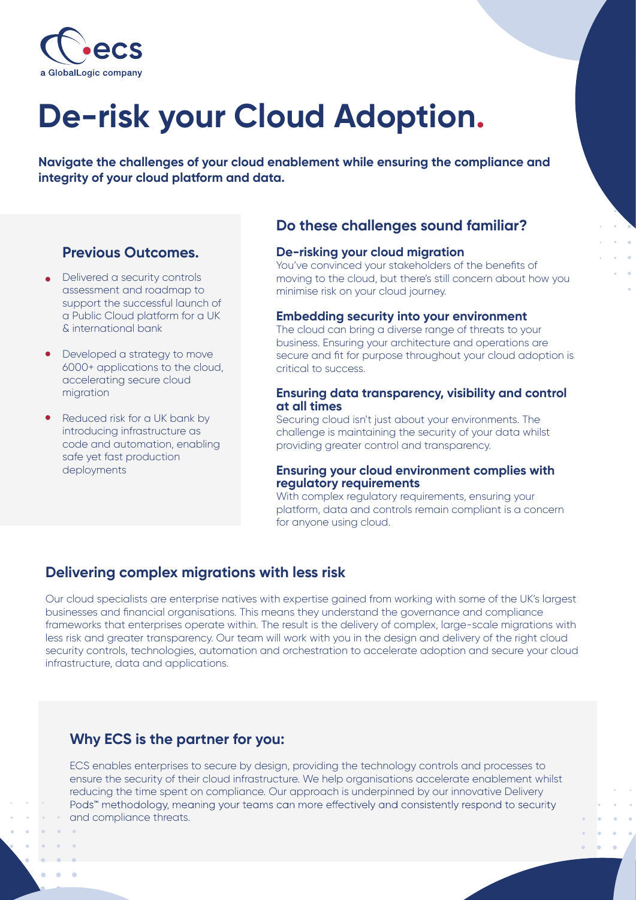ecs
a GlobalLogic company

# De-risk your Cloud Adoption.

**Navigate the challenges of your cloud enablement while ensuring the compliance and integrity of your cloud platform and data.**

## Previous Outcomes.

- Delivered a security controls assessment and roadmap to support the successful launch of a Public Cloud platform for a UK & international bank
- Developed a strategy to move 6000+ applications to the cloud, accelerating secure cloud migration
- Reduced risk for a UK bank by introducing infrastructure as code and automation, enabling safe yet fast production deployments

## Do these challenges sound familiar?

### De-risking your cloud migration

You've convinced your stakeholders of the benefits of moving to the cloud, but there's still concern about how you minimise risk on your cloud journey.

### Embedding security into your environment

The cloud can bring a diverse range of threats to your business. Ensuring your architecture and operations are secure and fit for purpose throughout your cloud adoption is critical to success.

### Ensuring data transparency, visibility and control at all times

Securing cloud isn't just about your environments. The challenge is maintaining the security of your data whilst providing greater control and transparency.

### Ensuring your cloud environment complies with regulatory requirements

With complex regulatory requirements, ensuring your platform, data and controls remain compliant is a concern for anyone using cloud.

## Delivering complex migrations with less risk

Our cloud specialists are enterprise natives with expertise gained from working with some of the UK's largest businesses and financial organisations. This means they understand the governance and compliance frameworks that enterprises operate within. The result is the delivery of complex, large-scale migrations with less risk and greater transparency. Our team will work with you in the design and delivery of the right cloud security controls, technologies, automation and orchestration to accelerate adoption and secure your cloud infrastructure, data and applications.

## Why ECS is the partner for you:

ECS enables enterprises to secure by design, providing the technology controls and processes to ensure the security of their cloud infrastructure. We help organisations accelerate enablement whilst reducing the time spent on compliance. Our approach is underpinned by our innovative Delivery Pods™ methodology, meaning your teams can more effectively and consistently respond to security and compliance threats.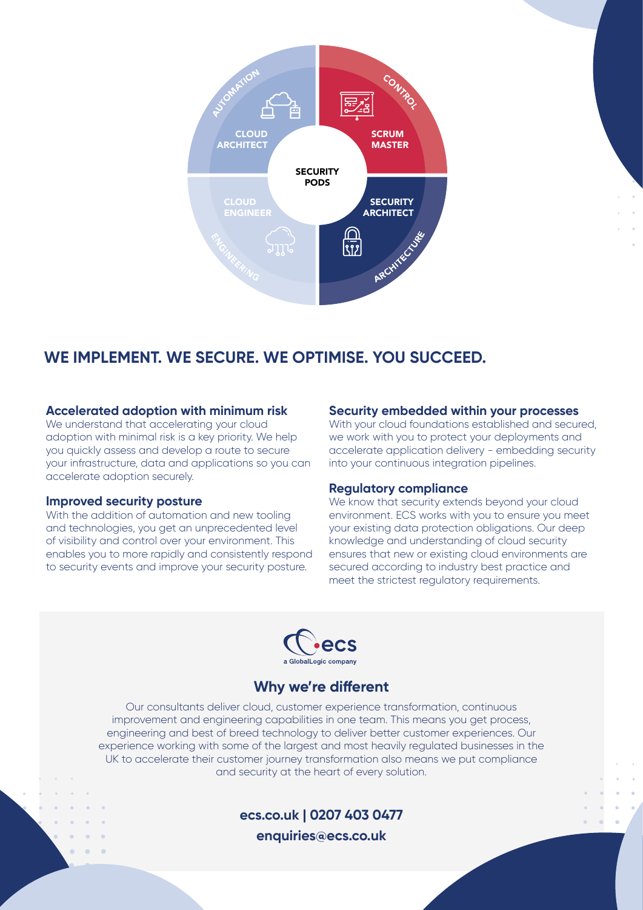SECURITY PODS

AUTOMATION

CLOUD ARCHITECT

CONTROL

SCRUM MASTER

CLOUD ENGINEER

ENGINEERING

SECURITY ARCHITECT

ARCHITECTURE

## WE IMPLEMENT. WE SECURE. WE OPTIMISE. YOU SUCCEED.

### Accelerated adoption with minimum risk

We understand that accelerating your cloud adoption with minimal risk is a key priority. We help you quickly assess and develop a route to secure your infrastructure, data and applications so you can accelerate adoption securely.

### Improved security posture

With the addition of automation and new tooling and technologies, you get an unprecedented level of visibility and control over your environment. This enables you to more rapidly and consistently respond to security events and improve your security posture.

### Security embedded within your processes

With your cloud foundations established and secured, we work with you to protect your deployments and accelerate application delivery - embedding security into your continuous integration pipelines.

### Regulatory compliance

We know that security extends beyond your cloud environment. ECS works with you to ensure you meet your existing data protection obligations. Our deep knowledge and understanding of cloud security ensures that new or existing cloud environments are secured according to industry best practice and meet the strictest regulatory requirements.

ecs

a GlobalLogic company

## Why we're different

Our consultants deliver cloud, customer experience transformation, continuous improvement and engineering capabilities in one team. This means you get process, engineering and best of breed technology to deliver better customer experiences. Our experience working with some of the largest and most heavily regulated businesses in the UK to accelerate their customer journey transformation also means we put compliance and security at the heart of every solution.

**ecs.co.uk | 0207 403 0477**

**enquiries@ecs.co.uk**